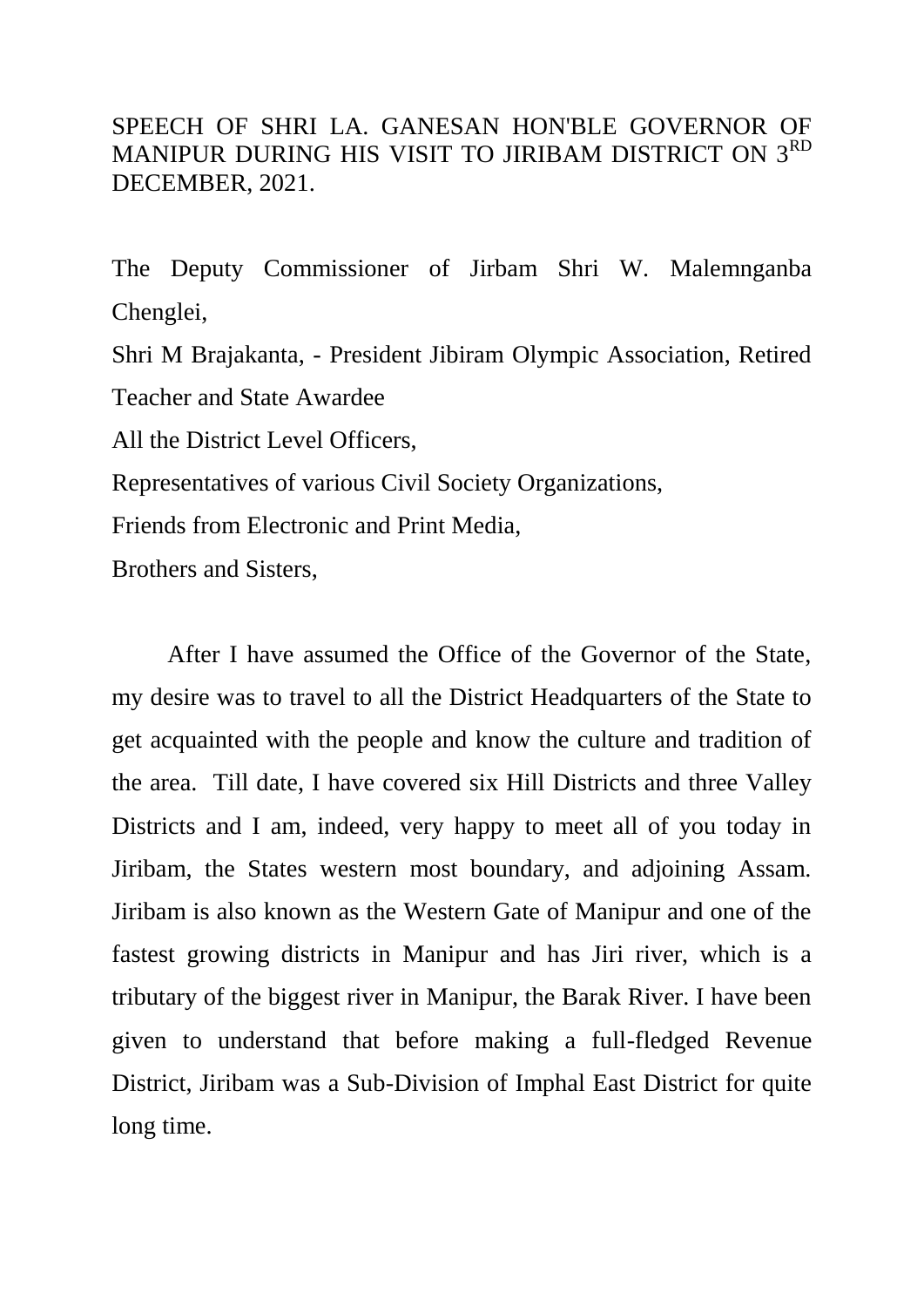# SPEECH OF SHRI LA. GANESAN HON'BLE GOVERNOR OF MANIPUR DURING HIS VISIT TO JIRIBAM DISTRICT ON 3RD DECEMBER, 2021.

The Deputy Commissioner of Jirbam Shri W. Malemnganba Chenglei,

Shri M Brajakanta, - President Jibiram Olympic Association, Retired Teacher and State Awardee

All the District Level Officers,

Representatives of various Civil Society Organizations,

Friends from Electronic and Print Media,

Brothers and Sisters,

After I have assumed the Office of the Governor of the State, my desire was to travel to all the District Headquarters of the State to get acquainted with the people and know the culture and tradition of the area. Till date, I have covered six Hill Districts and three Valley Districts and I am, indeed, very happy to meet all of you today in Jiribam, the States western most boundary, and adjoining Assam. Jiribam is also known as the Western Gate of Manipur and one of the fastest growing districts in Manipur and has Jiri river, which is a tributary of the biggest river in Manipur, the Barak River. I have been given to understand that before making a full-fledged Revenue District, Jiribam was a Sub-Division of Imphal East District for quite long time.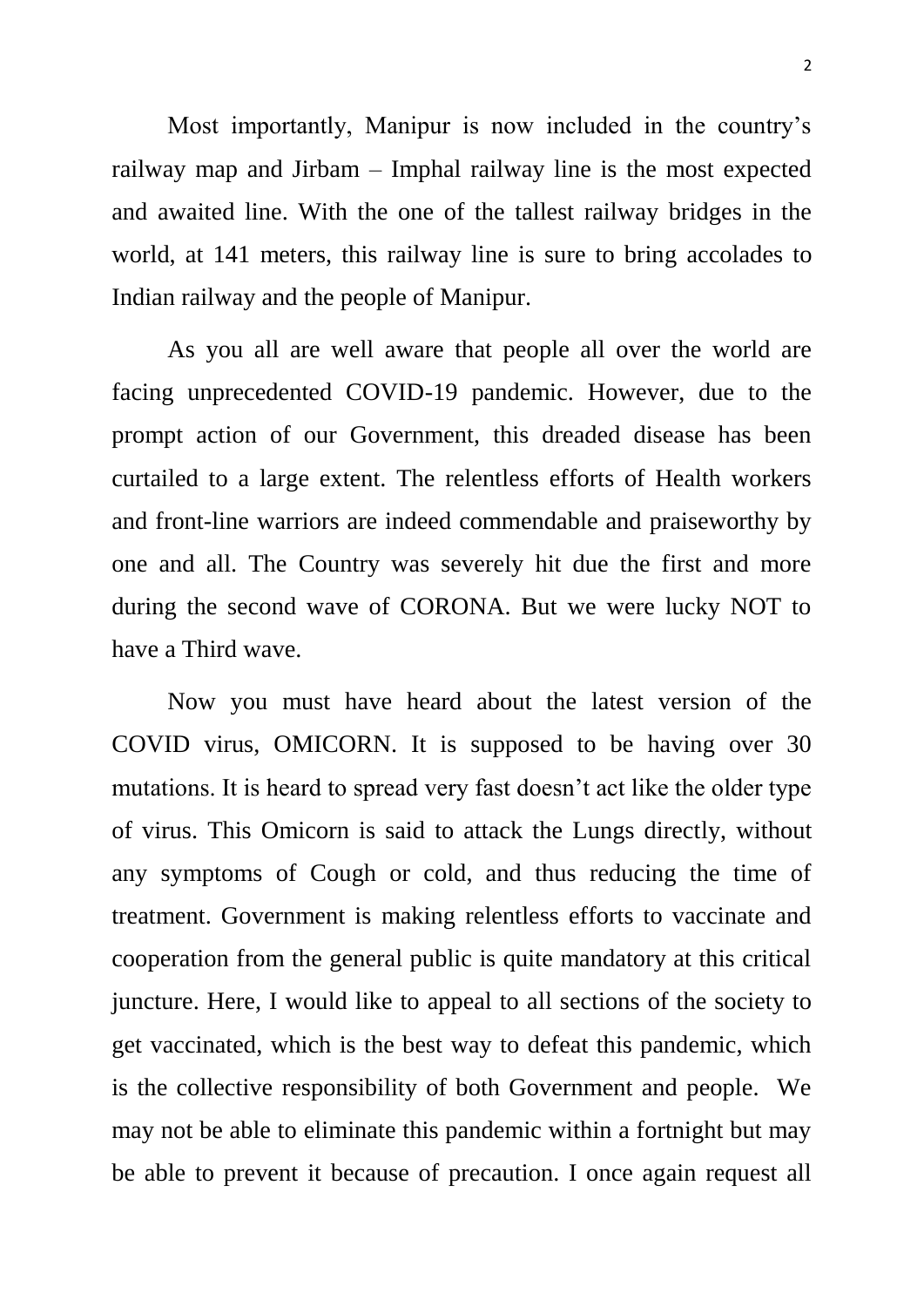Most importantly, Manipur is now included in the country's railway map and Jirbam – Imphal railway line is the most expected and awaited line. With the one of the tallest railway bridges in the world, at 141 meters, this railway line is sure to bring accolades to Indian railway and the people of Manipur.

As you all are well aware that people all over the world are facing unprecedented COVID-19 pandemic. However, due to the prompt action of our Government, this dreaded disease has been curtailed to a large extent. The relentless efforts of Health workers and front-line warriors are indeed commendable and praiseworthy by one and all. The Country was severely hit due the first and more during the second wave of CORONA. But we were lucky NOT to have a Third wave.

Now you must have heard about the latest version of the COVID virus, OMICORN. It is supposed to be having over 30 mutations. It is heard to spread very fast doesn't act like the older type of virus. This Omicorn is said to attack the Lungs directly, without any symptoms of Cough or cold, and thus reducing the time of treatment. Government is making relentless efforts to vaccinate and cooperation from the general public is quite mandatory at this critical juncture. Here, I would like to appeal to all sections of the society to get vaccinated, which is the best way to defeat this pandemic, which is the collective responsibility of both Government and people. We may not be able to eliminate this pandemic within a fortnight but may be able to prevent it because of precaution. I once again request all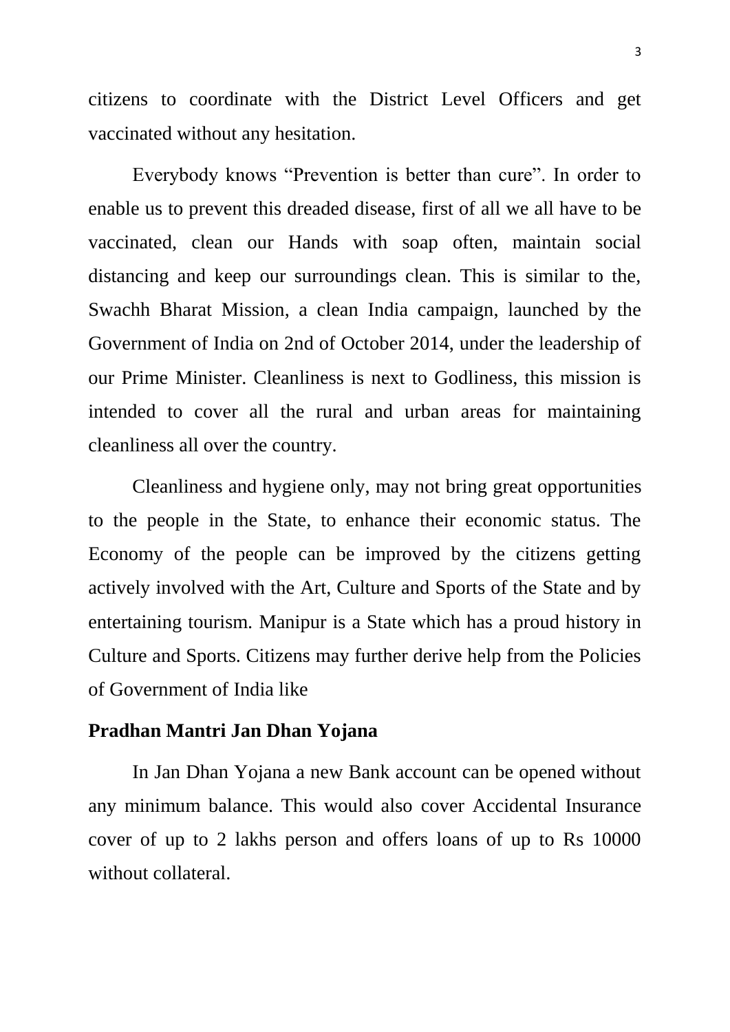citizens to coordinate with the District Level Officers and get vaccinated without any hesitation.

Everybody knows “Prevention is better than cure”. In order to enable us to prevent this dreaded disease, first of all we all have to be vaccinated, clean our Hands with soap often, maintain social distancing and keep our surroundings clean. This is similar to the, Swachh Bharat Mission, a clean India campaign, launched by the Government of India on 2nd of October 2014, under the leadership of our Prime Minister. Cleanliness is next to Godliness, this mission is intended to cover all the rural and urban areas for maintaining cleanliness all over the country.

Cleanliness and hygiene only, may not bring great opportunities to the people in the State, to enhance their economic status. The Economy of the people can be improved by the citizens getting actively involved with the Art, Culture and Sports of the State and by entertaining tourism. Manipur is a State which has a proud history in Culture and Sports. Citizens may further derive help from the Policies of Government of India like

**Pradhan Mantri Jan Dhan Yojana**

In Jan Dhan Yojana a new Bank account can be opened without any minimum balance. This would also cover Accidental Insurance cover of up to 2 lakhs person and offers loans of up to Rs 10000 without collateral.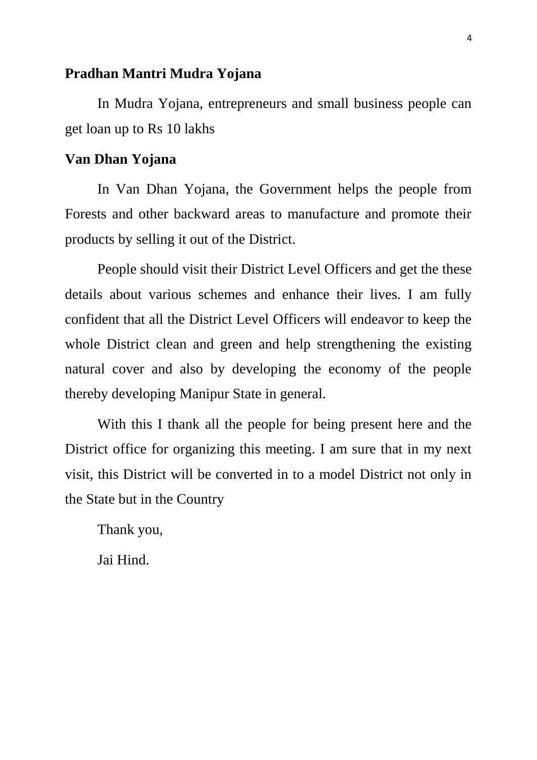**Pradhan Mantri Mudra Yojana**

In Mudra Yojana, entrepreneurs and small business people can get loan up to Rs 10 lakhs

**Van Dhan Yojana**

In Van Dhan Yojana, the Government helps the people from Forests and other backward areas to manufacture and promote their products by selling it out of the District.

People should visit their District Level Officers and get the these details about various schemes and enhance their lives. I am fully confident that all the District Level Officers will endeavor to keep the whole District clean and green and help strengthening the existing natural cover and also by developing the economy of the people thereby developing Manipur State in general.

With this I thank all the people for being present here and the District office for organizing this meeting. I am sure that in my next visit, this District will be converted in to a model District not only in the State but in the Country

Thank you,

Jai Hind.